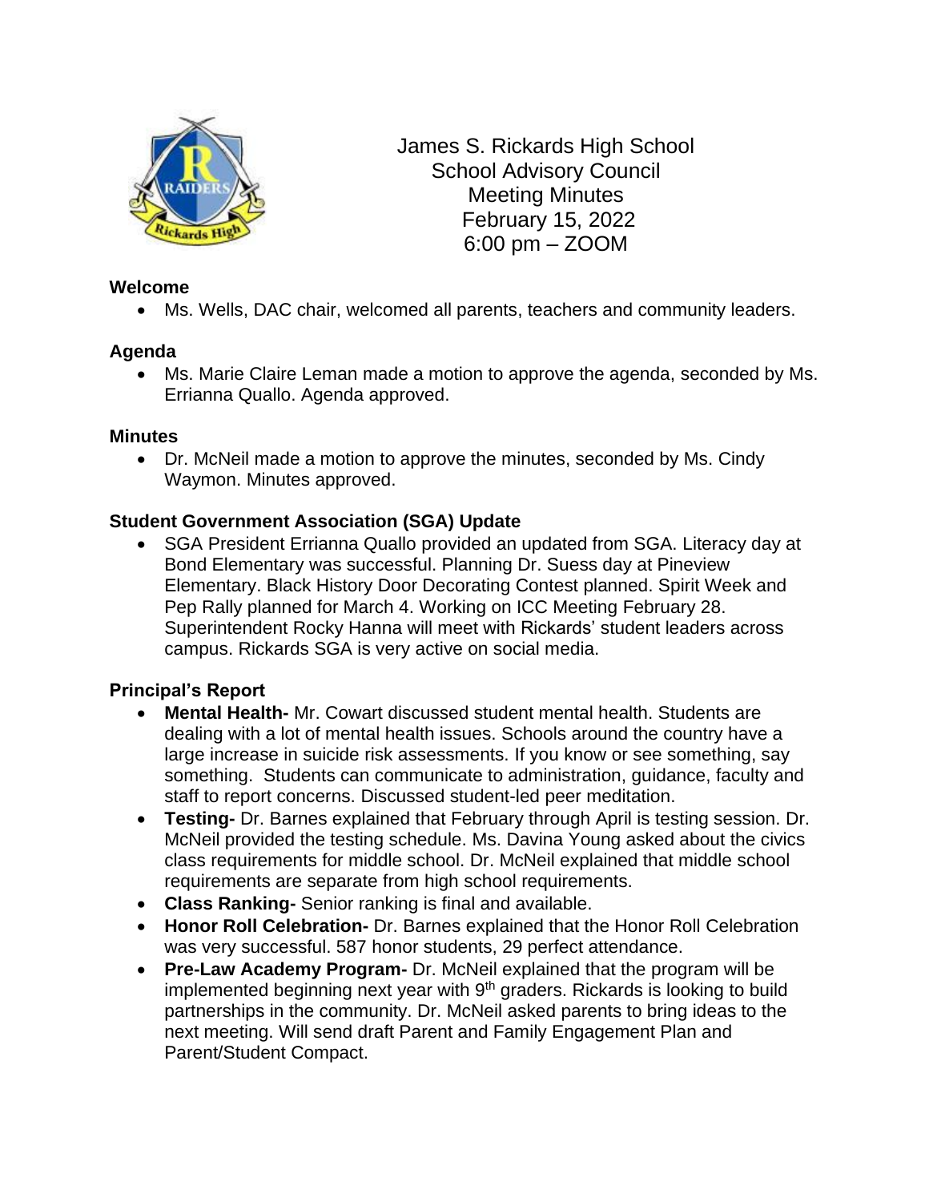# James S. Rickards High School
## School Advisory Council
## Meeting Minutes
## February 15, 2022
## 6:00 pm – ZOOM

### Welcome

- Ms. Wells, DAC chair, welcomed all parents, teachers and community leaders.

### Agenda

- Ms. Marie Claire Leman made a motion to approve the agenda, seconded by Ms. Errianna Quallo. Agenda approved.

### Minutes

- Dr. McNeil made a motion to approve the minutes, seconded by Ms. Cindy Waymon. Minutes approved.

### Student Government Association (SGA) Update

- SGA President Errianna Quallo provided an updated from SGA. Literacy day at Bond Elementary was successful. Planning Dr. Suess day at Pineview Elementary. Black History Door Decorating Contest planned. Spirit Week and Pep Rally planned for March 4. Working on ICC Meeting February 28. Superintendent Rocky Hanna will meet with Rickards' student leaders across campus. Rickards SGA is very active on social media.

### Principal's Report

- **Mental Health-** Mr. Cowart discussed student mental health. Students are dealing with a lot of mental health issues. Schools around the country have a large increase in suicide risk assessments. If you know or see something, say something. Students can communicate to administration, guidance, faculty and staff to report concerns. Discussed student-led peer meditation.
- **Testing-** Dr. Barnes explained that February through April is testing session. Dr. McNeil provided the testing schedule. Ms. Davina Young asked about the civics class requirements for middle school. Dr. McNeil explained that middle school requirements are separate from high school requirements.
- **Class Ranking-** Senior ranking is final and available.
- **Honor Roll Celebration-** Dr. Barnes explained that the Honor Roll Celebration was very successful. 587 honor students, 29 perfect attendance.
- **Pre-Law Academy Program-** Dr. McNeil explained that the program will be implemented beginning next year with 9th graders. Rickards is looking to build partnerships in the community. Dr. McNeil asked parents to bring ideas to the next meeting. Will send draft Parent and Family Engagement Plan and Parent/Student Compact.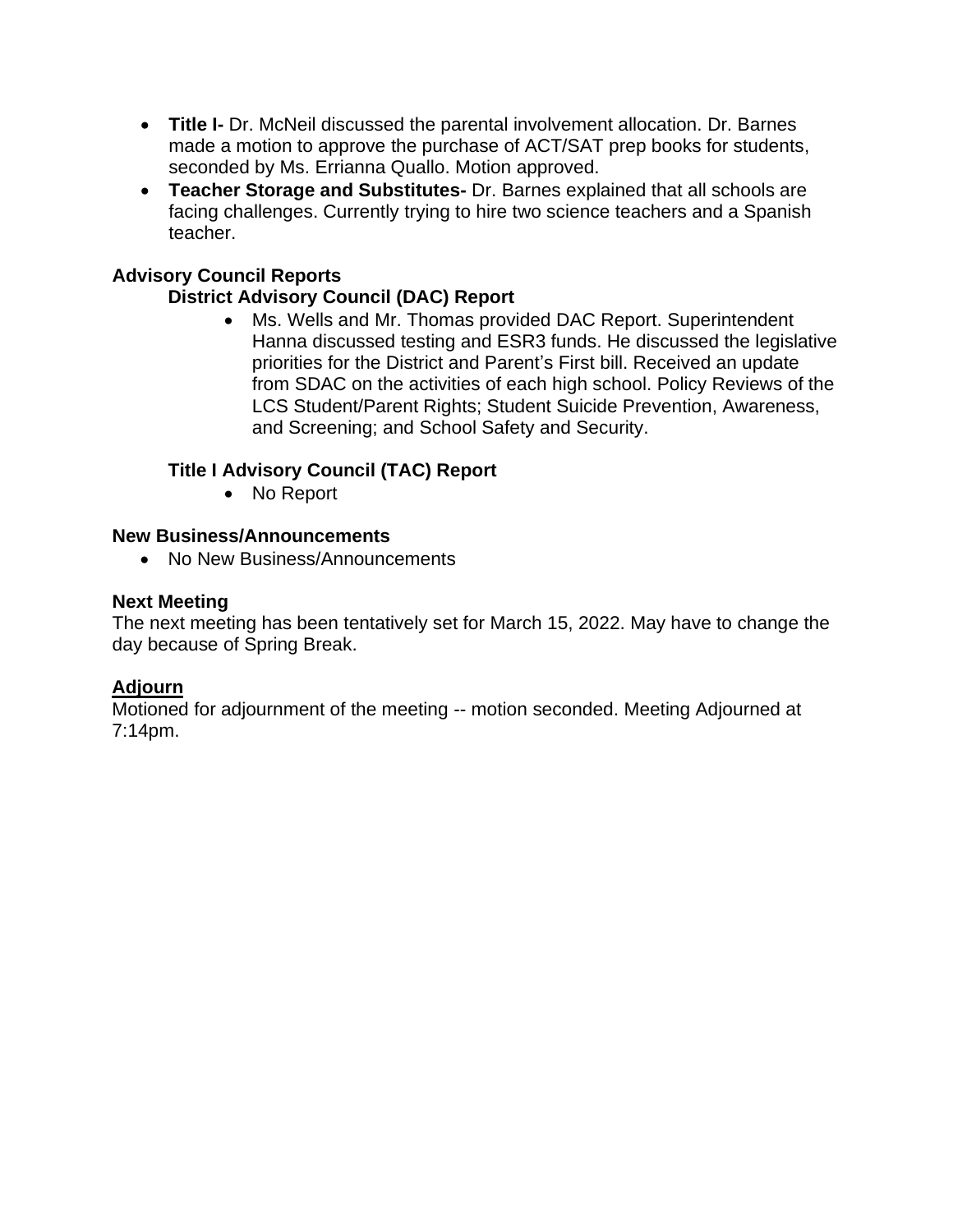- **Title I-** Dr. McNeil discussed the parental involvement allocation. Dr. Barnes made a motion to approve the purchase of ACT/SAT prep books for students, seconded by Ms. Errianna Quallo. Motion approved.
- **Teacher Storage and Substitutes-** Dr. Barnes explained that all schools are facing challenges. Currently trying to hire two science teachers and a Spanish teacher.

**Advisory Council Reports**

**District Advisory Council (DAC) Report**

- Ms. Wells and Mr. Thomas provided DAC Report. Superintendent Hanna discussed testing and ESR3 funds. He discussed the legislative priorities for the District and Parent's First bill. Received an update from SDAC on the activities of each high school. Policy Reviews of the LCS Student/Parent Rights; Student Suicide Prevention, Awareness, and Screening; and School Safety and Security.

**Title I Advisory Council (TAC) Report**

- No Report

**New Business/Announcements**

- No New Business/Announcements

**Next Meeting**

The next meeting has been tentatively set for March 15, 2022. May have to change the day because of Spring Break.

**Adjourn**

Motioned for adjournment of the meeting -- motion seconded. Meeting Adjourned at 7:14pm.